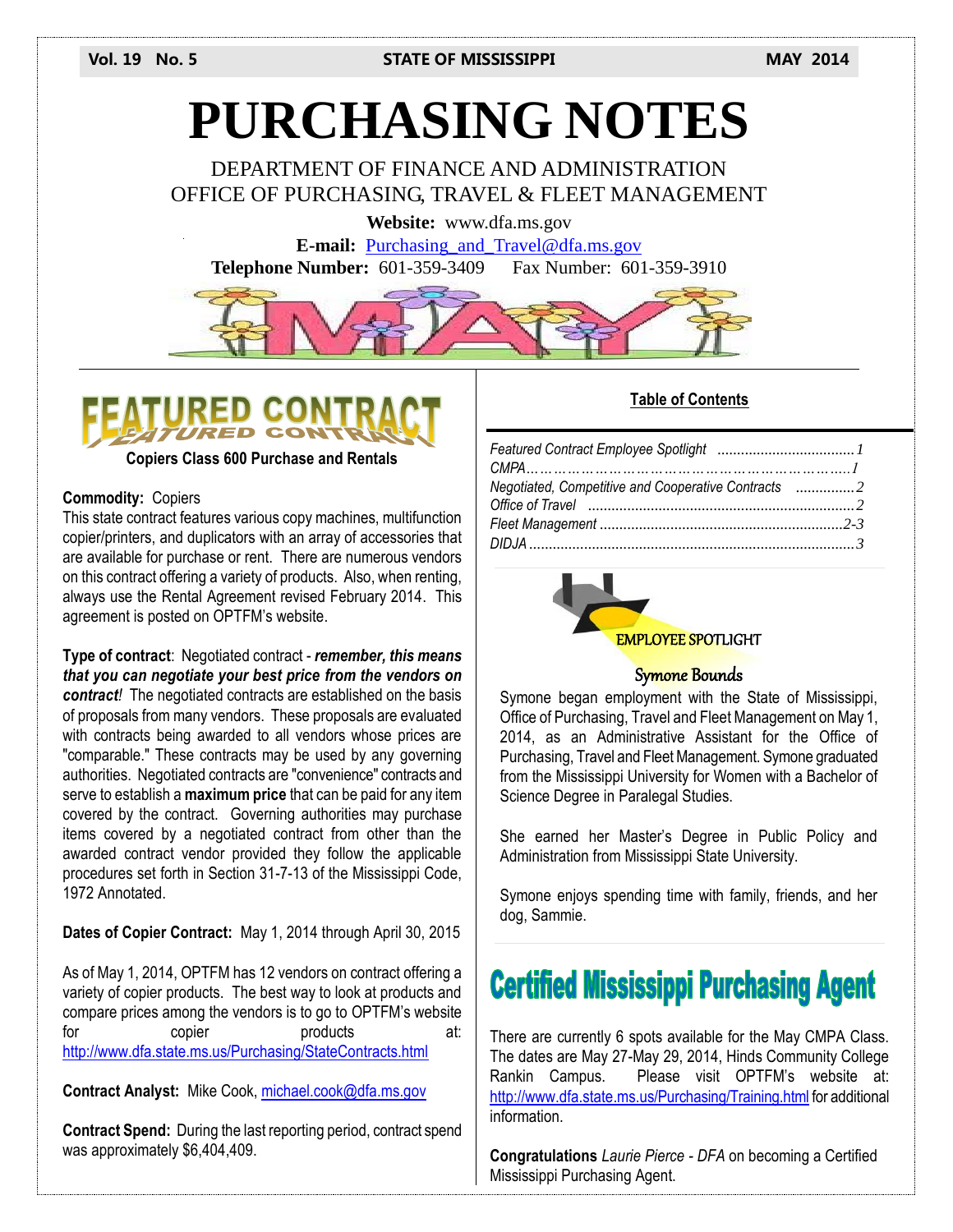# PURCHASING NOTES

DEPARTMENT OF FINANCE AND ADMINISTRATION
OFFICE OF PURCHASING, TRAVEL & FLEET MANAGEMENT

**Website:** www.dfa.ms.gov
**E-mail:** Purchasing_and_Travel@dfa.ms.gov
**Telephone Number:** 601-359-3409 Fax Number: 601-359-3910

## FEATURED CONTRACT

**Copiers Class 600 Purchase and Rentals**

**Commodity:** Copiers
This state contract features various copy machines, multifunction copier/printers, and duplicators with an array of accessories that are available for purchase or rent. There are numerous vendors on this contract offering a variety of products. Also, when renting, always use the Rental Agreement revised February 2014. This agreement is posted on OPTFM's website.

**Type of contract**: Negotiated contract - ***remember, this means that you can negotiate your best price from the vendors on contract!*** The negotiated contracts are established on the basis of proposals from many vendors. These proposals are evaluated with contracts being awarded to all vendors whose prices are "comparable." These contracts may be used by any governing authorities. Negotiated contracts are "convenience" contracts and serve to establish a **maximum price** that can be paid for any item covered by the contract. Governing authorities may purchase items covered by a negotiated contract from other than the awarded contract vendor provided they follow the applicable procedures set forth in Section 31-7-13 of the Mississippi Code, 1972 Annotated.

**Dates of Copier Contract:** May 1, 2014 through April 30, 2015

As of May 1, 2014, OPTFM has 12 vendors on contract offering a variety of copier products. The best way to look at products and compare prices among the vendors is to go to OPTFM's website for copier products at: http://www.dfa.state.ms.us/Purchasing/StateContracts.html

**Contract Analyst:** Mike Cook, michael.cook@dfa.ms.gov

**Contract Spend:** During the last reporting period, contract spend was approximately $6,404,409.

**Table of Contents**

*Featured Contract Employee Spotlight* ....................1
*CMPA*....................1
*Negotiated, Competitive and Cooperative Contracts* ....................2
*Office of Travel* ....................2
*Fleet Management* ....................2-3
*DIDJA* ....................3

## EMPLOYEE SPOTLIGHT

### Symone Bounds

Symone began employment with the State of Mississippi, Office of Purchasing, Travel and Fleet Management on May 1, 2014, as an Administrative Assistant for the Office of Purchasing, Travel and Fleet Management. Symone graduated from the Mississippi University for Women with a Bachelor of Science Degree in Paralegal Studies.

She earned her Master's Degree in Public Policy and Administration from Mississippi State University.

Symone enjoys spending time with family, friends, and her dog, Sammie.

## Certified Mississippi Purchasing Agent

There are currently 6 spots available for the May CMPA Class. The dates are May 27-May 29, 2014, Hinds Community College Rankin Campus. Please visit OPTFM's website at: http://www.dfa.state.ms.us/Purchasing/Training.html for additional information.

**Congratulations** *Laurie Pierce - DFA* on becoming a Certified Mississippi Purchasing Agent.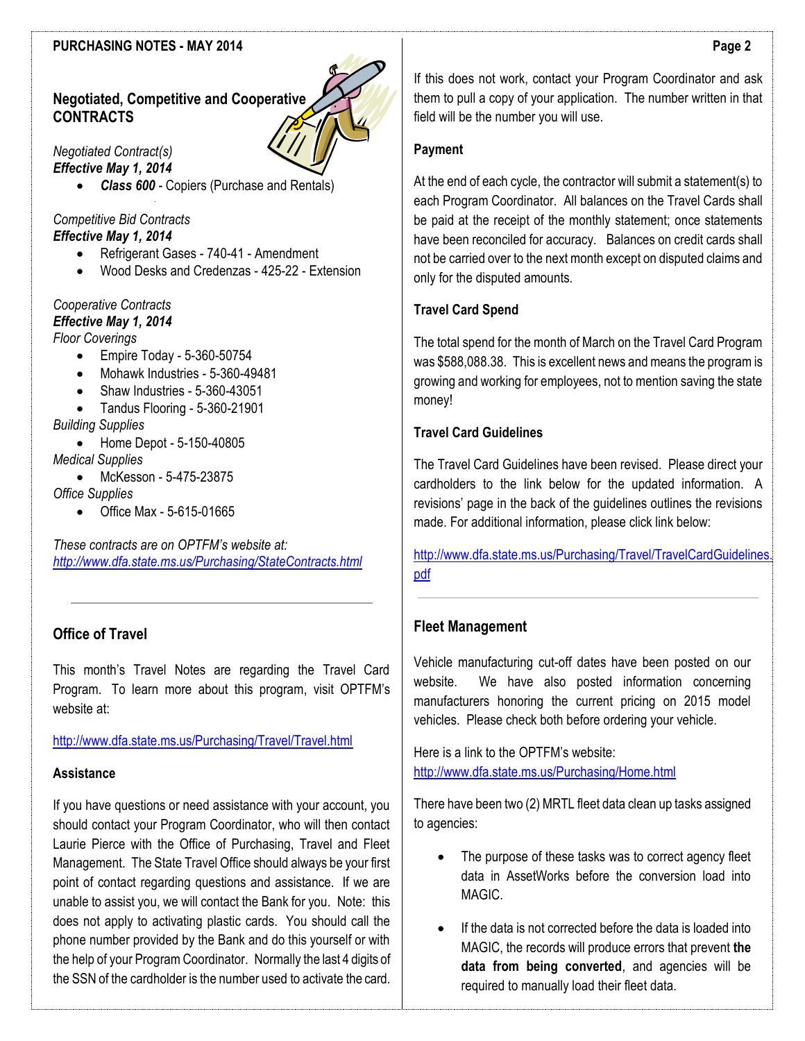## Negotiated, Competitive and Cooperative CONTRACTS

*Negotiated Contract(s)*
***Effective May 1, 2014***

- ***Class 600*** - Copiers (Purchase and Rentals)

*Competitive Bid Contracts*
***Effective May 1, 2014***

- Refrigerant Gases - 740-41 - Amendment
- Wood Desks and Credenzas - 425-22 - Extension

*Cooperative Contracts*
***Effective May 1, 2014***

*Floor Coverings*

- Empire Today - 5-360-50754
- Mohawk Industries - 5-360-49481
- Shaw Industries - 5-360-43051
- Tandus Flooring - 5-360-21901

*Building Supplies*

- Home Depot - 5-150-40805

*Medical Supplies*

- McKesson - 5-475-23875

*Office Supplies*

- Office Max - 5-615-01665

*These contracts are on OPTFM's website at:*
*http://www.dfa.state.ms.us/Purchasing/StateContracts.html*

---

## Office of Travel

This month's Travel Notes are regarding the Travel Card Program. To learn more about this program, visit OPTFM's website at:

http://www.dfa.state.ms.us/Purchasing/Travel/Travel.html

### Assistance

If you have questions or need assistance with your account, you should contact your Program Coordinator, who will then contact Laurie Pierce with the Office of Purchasing, Travel and Fleet Management. The State Travel Office should always be your first point of contact regarding questions and assistance. If we are unable to assist you, we will contact the Bank for you. Note: this does not apply to activating plastic cards. You should call the phone number provided by the Bank and do this yourself or with the help of your Program Coordinator. Normally the last 4 digits of the SSN of the cardholder is the number used to activate the card. If this does not work, contact your Program Coordinator and ask them to pull a copy of your application. The number written in that field will be the number you will use.

### Payment

At the end of each cycle, the contractor will submit a statement(s) to each Program Coordinator. All balances on the Travel Cards shall be paid at the receipt of the monthly statement; once statements have been reconciled for accuracy. Balances on credit cards shall not be carried over to the next month except on disputed claims and only for the disputed amounts.

### Travel Card Spend

The total spend for the month of March on the Travel Card Program was $588,088.38. This is excellent news and means the program is growing and working for employees, not to mention saving the state money!

### Travel Card Guidelines

The Travel Card Guidelines have been revised. Please direct your cardholders to the link below for the updated information. A revisions' page in the back of the guidelines outlines the revisions made. For additional information, please click link below:

http://www.dfa.state.ms.us/Purchasing/Travel/TravelCardGuidelines.pdf

---

## Fleet Management

Vehicle manufacturing cut-off dates have been posted on our website. We have also posted information concerning manufacturers honoring the current pricing on 2015 model vehicles. Please check both before ordering your vehicle.

Here is a link to the OPTFM's website:
http://www.dfa.state.ms.us/Purchasing/Home.html

There have been two (2) MRTL fleet data clean up tasks assigned to agencies:

- The purpose of these tasks was to correct agency fleet data in AssetWorks before the conversion load into MAGIC.
- If the data is not corrected before the data is loaded into MAGIC, the records will produce errors that prevent **the data from being converted**, and agencies will be required to manually load their fleet data.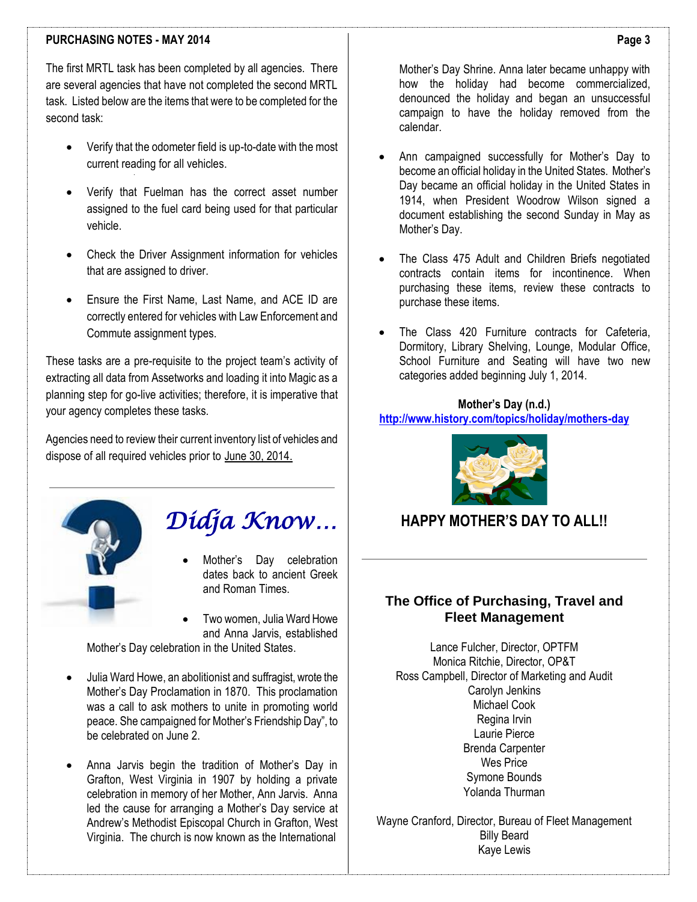**PURCHASING NOTES - MAY 2014**

The first MRTL task has been completed by all agencies. There are several agencies that have not completed the second MRTL task. Listed below are the items that were to be completed for the second task:

- Verify that the odometer field is up-to-date with the most current reading for all vehicles.
- Verify that Fuelman has the correct asset number assigned to the fuel card being used for that particular vehicle.
- Check the Driver Assignment information for vehicles that are assigned to driver.
- Ensure the First Name, Last Name, and ACE ID are correctly entered for vehicles with Law Enforcement and Commute assignment types.

These tasks are a pre-requisite to the project team's activity of extracting all data from Assetworks and loading it into Magic as a planning step for go-live activities; therefore, it is imperative that your agency completes these tasks.

Agencies need to review their current inventory list of vehicles and dispose of all required vehicles prior to June 30, 2014.

---

## *Didja Know…*

- Mother's Day celebration dates back to ancient Greek and Roman Times.
- Two women, Julia Ward Howe and Anna Jarvis, established Mother's Day celebration in the United States.
- Julia Ward Howe, an abolitionist and suffragist, wrote the Mother's Day Proclamation in 1870. This proclamation was a call to ask mothers to unite in promoting world peace. She campaigned for Mother's Friendship Day", to be celebrated on June 2.
- Anna Jarvis begin the tradition of Mother's Day in Grafton, West Virginia in 1907 by holding a private celebration in memory of her Mother, Ann Jarvis. Anna led the cause for arranging a Mother's Day service at Andrew's Methodist Episcopal Church in Grafton, West Virginia. The church is now known as the International Mother's Day Shrine. Anna later became unhappy with how the holiday had become commercialized, denounced the holiday and began an unsuccessful campaign to have the holiday removed from the calendar.
- Ann campaigned successfully for Mother's Day to become an official holiday in the United States. Mother's Day became an official holiday in the United States in 1914, when President Woodrow Wilson signed a document establishing the second Sunday in May as Mother's Day.
- The Class 475 Adult and Children Briefs negotiated contracts contain items for incontinence. When purchasing these items, review these contracts to purchase these items.
- The Class 420 Furniture contracts for Cafeteria, Dormitory, Library Shelving, Lounge, Modular Office, School Furniture and Seating will have two new categories added beginning July 1, 2014.

**Mother's Day (n.d.)**
**http://www.history.com/topics/holiday/mothers-day**

### HAPPY MOTHER'S DAY TO ALL!!

---

### The Office of Purchasing, Travel and Fleet Management

Lance Fulcher, Director, OPTFM
Monica Ritchie, Director, OP&T
Ross Campbell, Director of Marketing and Audit
Carolyn Jenkins
Michael Cook
Regina Irvin
Laurie Pierce
Brenda Carpenter
Wes Price
Symone Bounds
Yolanda Thurman

Wayne Cranford, Director, Bureau of Fleet Management
Billy Beard
Kaye Lewis